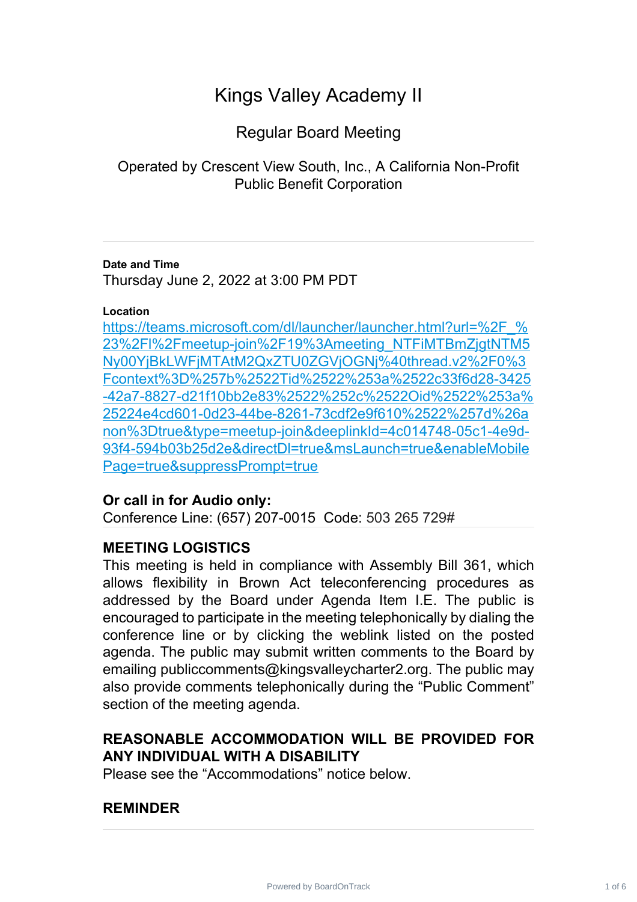# Kings Valley Academy II

## Regular Board Meeting

Operated by Crescent View South, Inc., A California Non-Profit Public Benefit Corporation

---

**Date and Time**

Thursday June 2, 2022 at 3:00 PM PDT

**Location**

https://teams.microsoft.com/dl/launcher/launcher.html?url=%2F_%23%2Fl%2Fmeetup-join%2F19%3Ameeting_NTFiMTBmZjgtNTM5Ny00YjBkLWFjMTAtM2QxZTU0ZGVjOGNj%40thread.v2%2F0%3Fcontext%3D%257b%2522Tid%2522%253a%2522c33f6d28-3425-42a7-8827-d21f10bb2e83%2522%252c%2522Oid%2522%253a%25224e4cd601-0d23-44be-8261-73cdf2e9f610%2522%257d%26anon%3Dtrue&type=meetup-join&deeplinkId=4c014748-05c1-4e9d-93f4-594b03b25d2e&directDl=true&msLaunch=true&enableMobilePage=true&suppressPrompt=true

**Or call in for Audio only:**

Conference Line: (657) 207-0015 Code: 503 265 729#

---

**MEETING LOGISTICS**

This meeting is held in compliance with Assembly Bill 361, which allows flexibility in Brown Act teleconferencing procedures as addressed by the Board under Agenda Item I.E. The public is encouraged to participate in the meeting telephonically by dialing the conference line or by clicking the weblink listed on the posted agenda. The public may submit written comments to the Board by emailing publiccomments@kingsvalleycharter2.org. The public may also provide comments telephonically during the "Public Comment" section of the meeting agenda.

**REASONABLE ACCOMMODATION WILL BE PROVIDED FOR ANY INDIVIDUAL WITH A DISABILITY**

Please see the "Accommodations" notice below.

**REMINDER**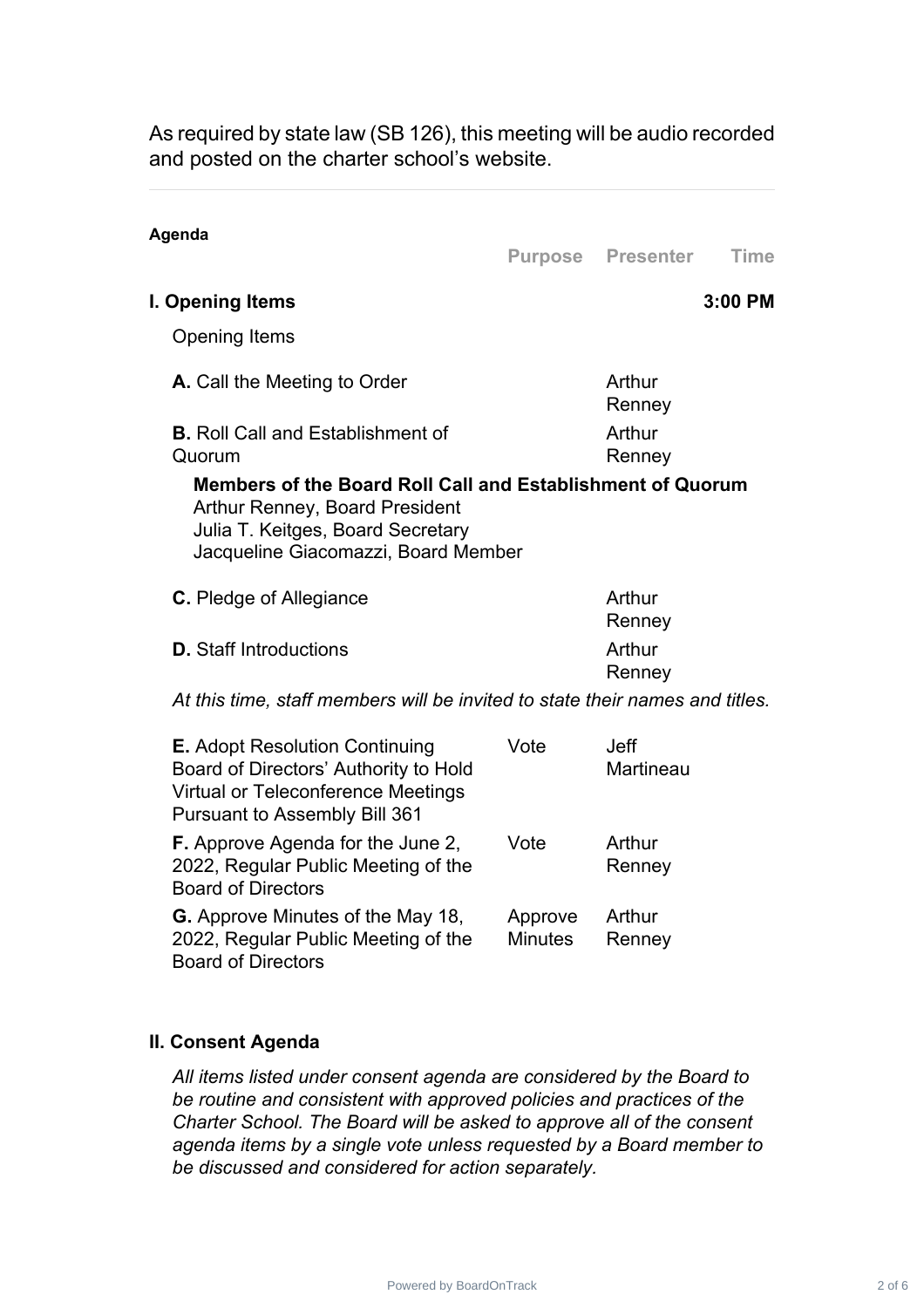As required by state law (SB 126), this meeting will be audio recorded and posted on the charter school's website.

---

**Agenda**

| | Purpose | Presenter | Time |
|---|---|---|---|
| **I. Opening Items** | | | **3:00 PM** |
| Opening Items | | | |
| **A.** Call the Meeting to Order | | Arthur Renney | |
| **B.** Roll Call and Establishment of Quorum | | Arthur Renney | |

**Members of the Board Roll Call and Establishment of Quorum**
Arthur Renney, Board President
Julia T. Keitges, Board Secretary
Jacqueline Giacomazzi, Board Member

| | Purpose | Presenter | Time |
|---|---|---|---|
| **C.** Pledge of Allegiance | | Arthur Renney | |
| **D.** Staff Introductions | | Arthur Renney | |

*At this time, staff members will be invited to state their names and titles.*

| | Purpose | Presenter | Time |
|---|---|---|---|
| **E.** Adopt Resolution Continuing Board of Directors' Authority to Hold Virtual or Teleconference Meetings Pursuant to Assembly Bill 361 | Vote | Jeff Martineau | |
| **F.** Approve Agenda for the June 2, 2022, Regular Public Meeting of the Board of Directors | Vote | Arthur Renney | |
| **G.** Approve Minutes of the May 18, 2022, Regular Public Meeting of the Board of Directors | Approve Minutes | Arthur Renney | |

**II. Consent Agenda**

*All items listed under consent agenda are considered by the Board to be routine and consistent with approved policies and practices of the Charter School. The Board will be asked to approve all of the consent agenda items by a single vote unless requested by a Board member to be discussed and considered for action separately.*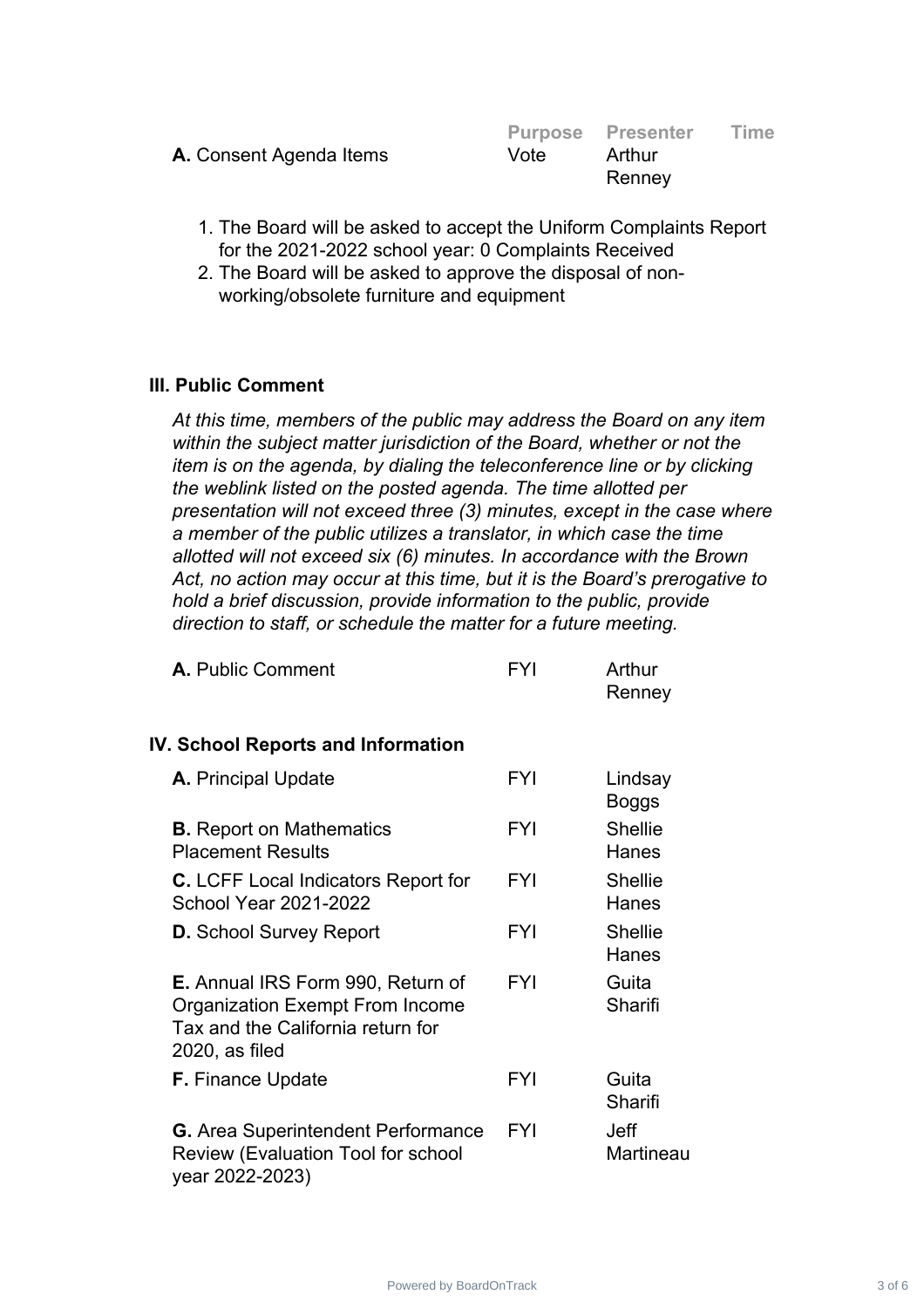| | Purpose | Presenter | Time |
|---|---|---|---|
| **A.** Consent Agenda Items | Vote | Arthur Renney | |

1. The Board will be asked to accept the Uniform Complaints Report for the 2021-2022 school year: 0 Complaints Received
2. The Board will be asked to approve the disposal of non-working/obsolete furniture and equipment

### III. Public Comment

*At this time, members of the public may address the Board on any item within the subject matter jurisdiction of the Board, whether or not the item is on the agenda, by dialing the teleconference line or by clicking the weblink listed on the posted agenda. The time allotted per presentation will not exceed three (3) minutes, except in the case where a member of the public utilizes a translator, in which case the time allotted will not exceed six (6) minutes. In accordance with the Brown Act, no action may occur at this time, but it is the Board's prerogative to hold a brief discussion, provide information to the public, provide direction to staff, or schedule the matter for a future meeting.*

| | | | |
|---|---|---|---|
| **A.** Public Comment | FYI | Arthur Renney | |

### IV. School Reports and Information

| | | | |
|---|---|---|---|
| **A.** Principal Update | FYI | Lindsay Boggs | |
| **B.** Report on Mathematics Placement Results | FYI | Shellie Hanes | |
| **C.** LCFF Local Indicators Report for School Year 2021-2022 | FYI | Shellie Hanes | |
| **D.** School Survey Report | FYI | Shellie Hanes | |
| **E.** Annual IRS Form 990, Return of Organization Exempt From Income Tax and the California return for 2020, as filed | FYI | Guita Sharifi | |
| **F.** Finance Update | FYI | Guita Sharifi | |
| **G.** Area Superintendent Performance Review (Evaluation Tool for school year 2022-2023) | FYI | Jeff Martineau | |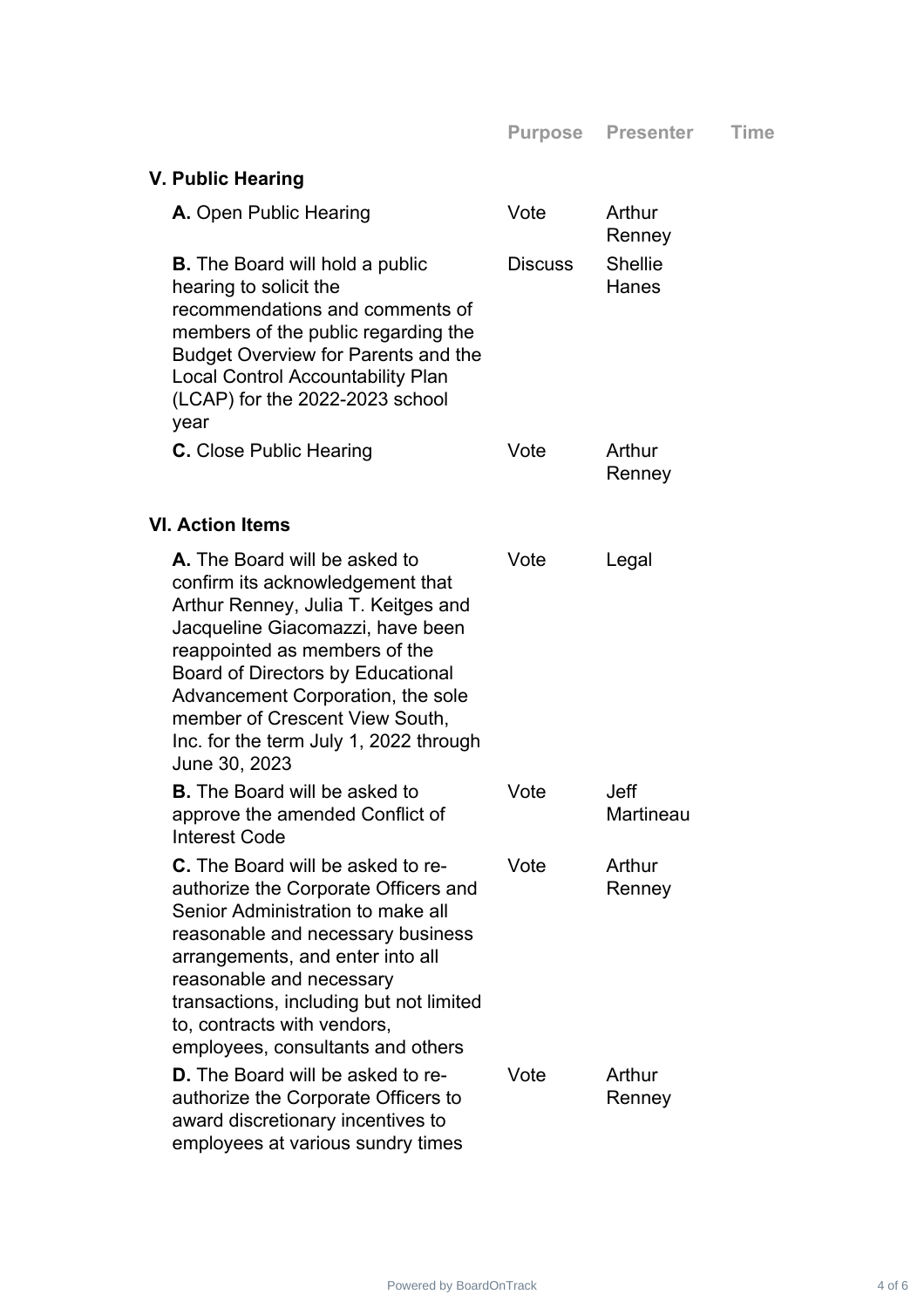| | Purpose | Presenter | Time |
|---|---|---|---|
| **V. Public Hearing** | | | |
| **A.** Open Public Hearing | Vote | Arthur Renney | |
| **B.** The Board will hold a public hearing to solicit the recommendations and comments of members of the public regarding the Budget Overview for Parents and the Local Control Accountability Plan (LCAP) for the 2022-2023 school year | Discuss | Shellie Hanes | |
| **C.** Close Public Hearing | Vote | Arthur Renney | |
| **VI. Action Items** | | | |
| **A.** The Board will be asked to confirm its acknowledgement that Arthur Renney, Julia T. Keitges and Jacqueline Giacomazzi, have been reappointed as members of the Board of Directors by Educational Advancement Corporation, the sole member of Crescent View South, Inc. for the term July 1, 2022 through June 30, 2023 | Vote | Legal | |
| **B.** The Board will be asked to approve the amended Conflict of Interest Code | Vote | Jeff Martineau | |
| **C.** The Board will be asked to re-authorize the Corporate Officers and Senior Administration to make all reasonable and necessary business arrangements, and enter into all reasonable and necessary transactions, including but not limited to, contracts with vendors, employees, consultants and others | Vote | Arthur Renney | |
| **D.** The Board will be asked to re-authorize the Corporate Officers to award discretionary incentives to employees at various sundry times | Vote | Arthur Renney | |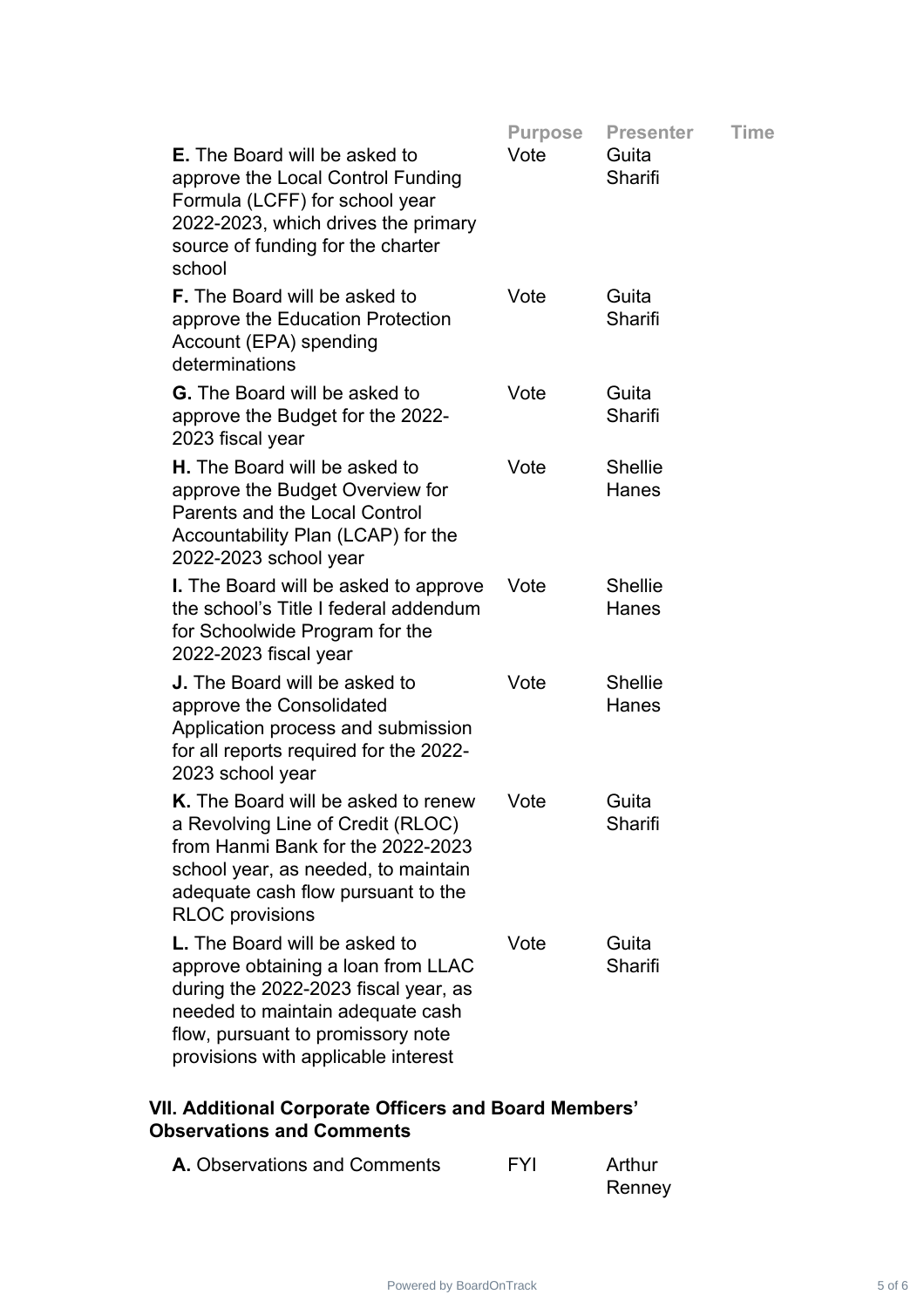| | Purpose | Presenter | Time |
|---|---|---|---|
| **E.** The Board will be asked to approve the Local Control Funding Formula (LCFF) for school year 2022-2023, which drives the primary source of funding for the charter school | Vote | Guita Sharifi | |
| **F.** The Board will be asked to approve the Education Protection Account (EPA) spending determinations | Vote | Guita Sharifi | |
| **G.** The Board will be asked to approve the Budget for the 2022-2023 fiscal year | Vote | Guita Sharifi | |
| **H.** The Board will be asked to approve the Budget Overview for Parents and the Local Control Accountability Plan (LCAP) for the 2022-2023 school year | Vote | Shellie Hanes | |
| **I.** The Board will be asked to approve the school's Title I federal addendum for Schoolwide Program for the 2022-2023 fiscal year | Vote | Shellie Hanes | |
| **J.** The Board will be asked to approve the Consolidated Application process and submission for all reports required for the 2022-2023 school year | Vote | Shellie Hanes | |
| **K.** The Board will be asked to renew a Revolving Line of Credit (RLOC) from Hanmi Bank for the 2022-2023 school year, as needed, to maintain adequate cash flow pursuant to the RLOC provisions | Vote | Guita Sharifi | |
| **L.** The Board will be asked to approve obtaining a loan from LLAC during the 2022-2023 fiscal year, as needed to maintain adequate cash flow, pursuant to promissory note provisions with applicable interest | Vote | Guita Sharifi | |

**VII. Additional Corporate Officers and Board Members' Observations and Comments**

| | | | |
|---|---|---|---|
| **A.** Observations and Comments | FYI | Arthur Renney | |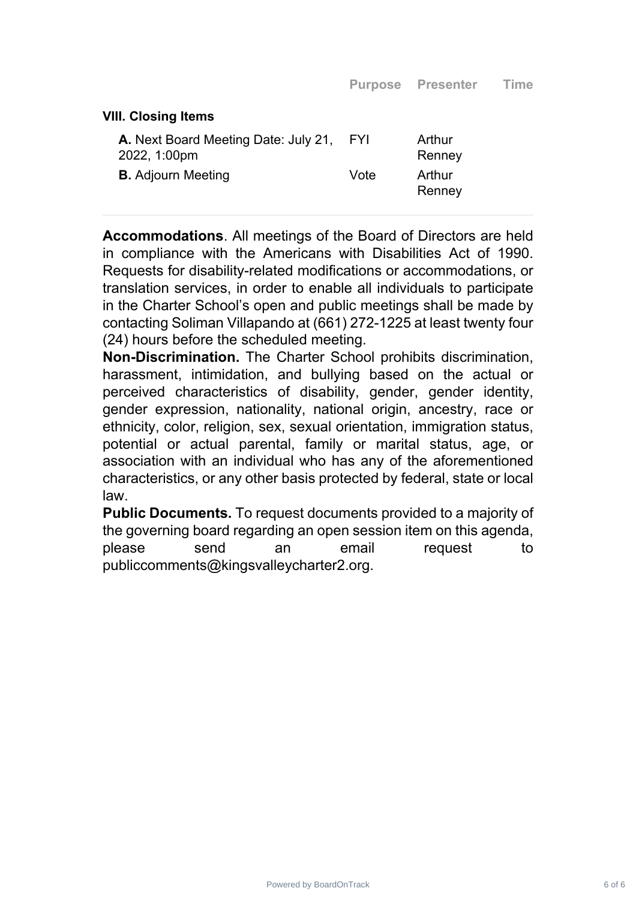| | Purpose | Presenter | Time |
|---|---|---|---|
| **VIII. Closing Items** | | | |
| **A.** Next Board Meeting Date: July 21, 2022, 1:00pm | FYI | Arthur Renney | |
| **B.** Adjourn Meeting | Vote | Arthur Renney | |

**Accommodations**. All meetings of the Board of Directors are held in compliance with the Americans with Disabilities Act of 1990. Requests for disability-related modifications or accommodations, or translation services, in order to enable all individuals to participate in the Charter School's open and public meetings shall be made by contacting Soliman Villapando at (661) 272-1225 at least twenty four (24) hours before the scheduled meeting.

**Non-Discrimination.** The Charter School prohibits discrimination, harassment, intimidation, and bullying based on the actual or perceived characteristics of disability, gender, gender identity, gender expression, nationality, national origin, ancestry, race or ethnicity, color, religion, sex, sexual orientation, immigration status, potential or actual parental, family or marital status, age, or association with an individual who has any of the aforementioned characteristics, or any other basis protected by federal, state or local law.

**Public Documents.** To request documents provided to a majority of the governing board regarding an open session item on this agenda, please send an email request to publiccomments@kingsvalleycharter2.org.